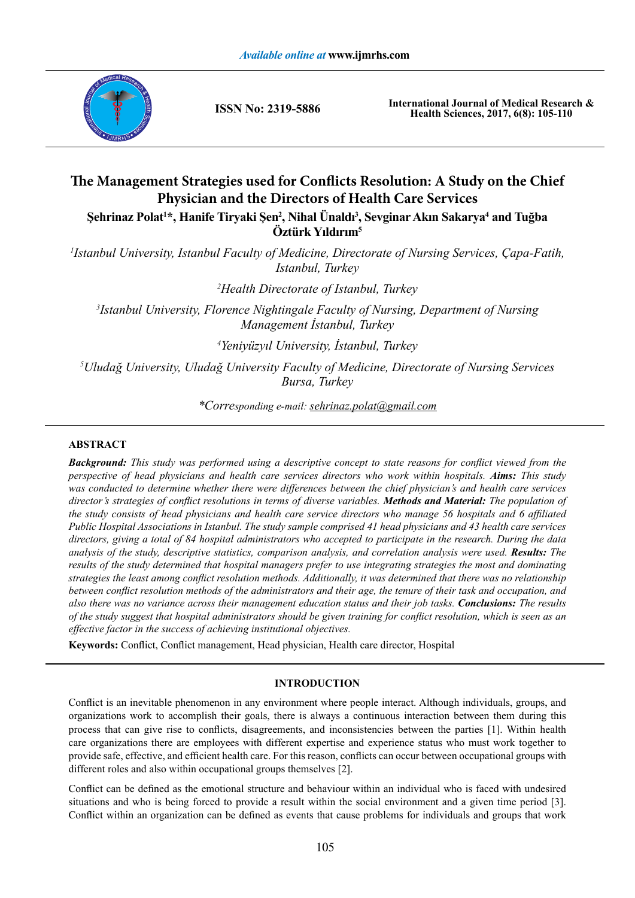# The Management Strategies used for Conflicts Resolution: A Study on the Chief Physician and the Directors of Health Care Services

**Şehrinaz Polat[1]*, Hanife Tiryaki Şen[2], Nihal Ünaldı[3], Sevginar Akın Sakarya[4] and Tuğba Öztürk Yıldırım[5]**

*[1]Istanbul University, Istanbul Faculty of Medicine, Directorate of Nursing Services, Çapa-Fatih, Istanbul, Turkey*

*[2]Health Directorate of Istanbul, Turkey*

*[3]Istanbul University, Florence Nightingale Faculty of Nursing, Department of Nursing Management İstanbul, Turkey*

*[4]Yeniyüzyıl University, İstanbul, Turkey*

*[5]Uludağ University, Uludağ University Faculty of Medicine, Directorate of Nursing Services Bursa, Turkey*

*\*Corresponding e-mail: sehrinaz.polat@gmail.com*

## ABSTRACT

***Background:*** *This study was performed using a descriptive concept to state reasons for conflict viewed from the perspective of head physicians and health care services directors who work within hospitals.* ***Aims:*** *This study was conducted to determine whether there were differences between the chief physician's and health care services director's strategies of conflict resolutions in terms of diverse variables.* ***Methods and Material:*** *The population of the study consists of head physicians and health care service directors who manage 56 hospitals and 6 affiliated Public Hospital Associations in Istanbul. The study sample comprised 41 head physicians and 43 health care services directors, giving a total of 84 hospital administrators who accepted to participate in the research. During the data analysis of the study, descriptive statistics, comparison analysis, and correlation analysis were used.* ***Results:*** *The results of the study determined that hospital managers prefer to use integrating strategies the most and dominating strategies the least among conflict resolution methods. Additionally, it was determined that there was no relationship between conflict resolution methods of the administrators and their age, the tenure of their task and occupation, and also there was no variance across their management education status and their job tasks.* ***Conclusions:*** *The results of the study suggest that hospital administrators should be given training for conflict resolution, which is seen as an effective factor in the success of achieving institutional objectives.*

**Keywords:** Conflict, Conflict management, Head physician, Health care director, Hospital

## INTRODUCTION

Conflict is an inevitable phenomenon in any environment where people interact. Although individuals, groups, and organizations work to accomplish their goals, there is always a continuous interaction between them during this process that can give rise to conflicts, disagreements, and inconsistencies between the parties [1]. Within health care organizations there are employees with different expertise and experience status who must work together to provide safe, effective, and efficient health care. For this reason, conflicts can occur between occupational groups with different roles and also within occupational groups themselves [2].

Conflict can be defined as the emotional structure and behaviour within an individual who is faced with undesired situations and who is being forced to provide a result within the social environment and a given time period [3]. Conflict within an organization can be defined as events that cause problems for individuals and groups that work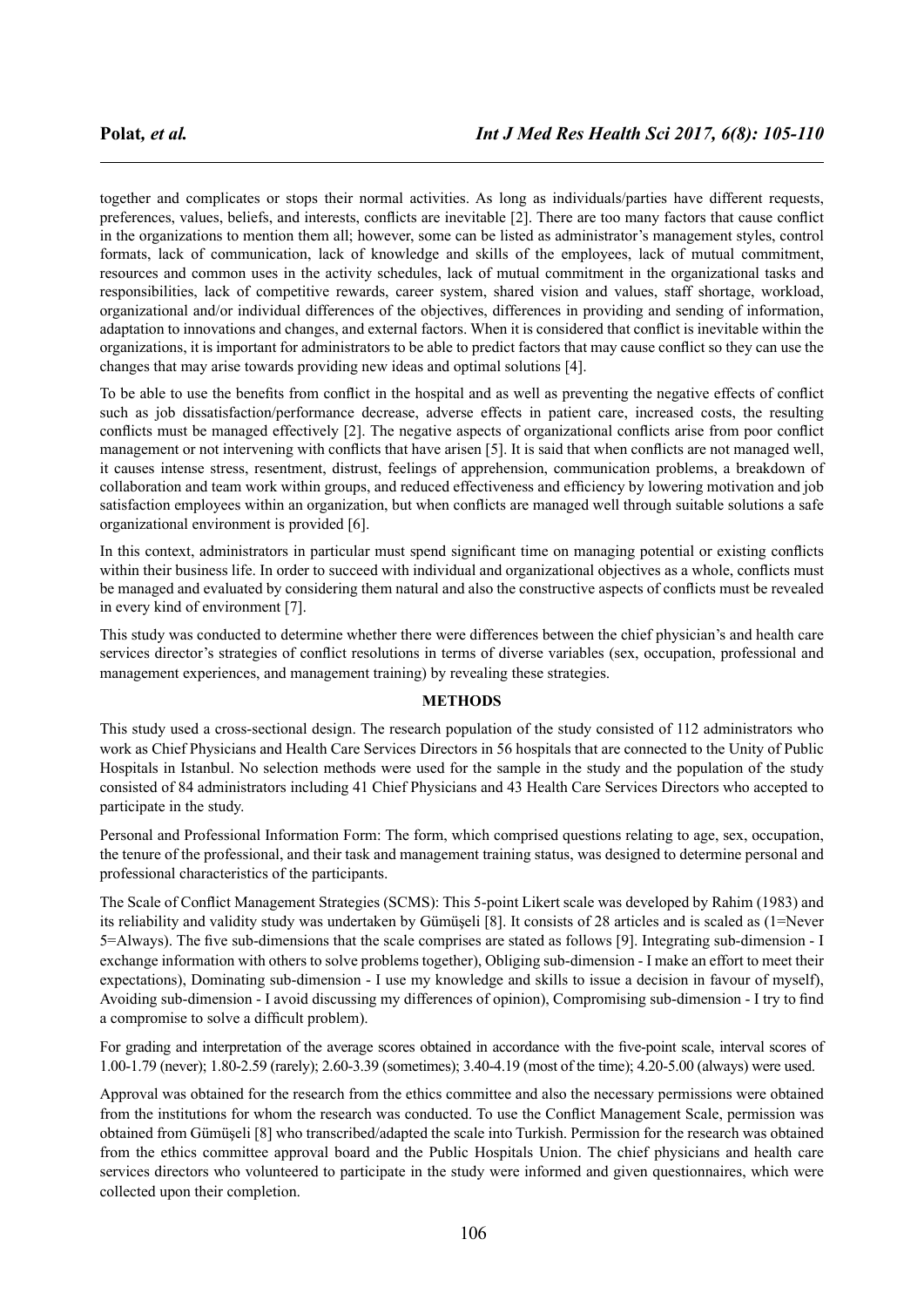together and complicates or stops their normal activities. As long as individuals/parties have different requests, preferences, values, beliefs, and interests, conflicts are inevitable [2]. There are too many factors that cause conflict in the organizations to mention them all; however, some can be listed as administrator's management styles, control formats, lack of communication, lack of knowledge and skills of the employees, lack of mutual commitment, resources and common uses in the activity schedules, lack of mutual commitment in the organizational tasks and responsibilities, lack of competitive rewards, career system, shared vision and values, staff shortage, workload, organizational and/or individual differences of the objectives, differences in providing and sending of information, adaptation to innovations and changes, and external factors. When it is considered that conflict is inevitable within the organizations, it is important for administrators to be able to predict factors that may cause conflict so they can use the changes that may arise towards providing new ideas and optimal solutions [4].

To be able to use the benefits from conflict in the hospital and as well as preventing the negative effects of conflict such as job dissatisfaction/performance decrease, adverse effects in patient care, increased costs, the resulting conflicts must be managed effectively [2]. The negative aspects of organizational conflicts arise from poor conflict management or not intervening with conflicts that have arisen [5]. It is said that when conflicts are not managed well, it causes intense stress, resentment, distrust, feelings of apprehension, communication problems, a breakdown of collaboration and team work within groups, and reduced effectiveness and efficiency by lowering motivation and job satisfaction employees within an organization, but when conflicts are managed well through suitable solutions a safe organizational environment is provided [6].

In this context, administrators in particular must spend significant time on managing potential or existing conflicts within their business life. In order to succeed with individual and organizational objectives as a whole, conflicts must be managed and evaluated by considering them natural and also the constructive aspects of conflicts must be revealed in every kind of environment [7].

This study was conducted to determine whether there were differences between the chief physician's and health care services director's strategies of conflict resolutions in terms of diverse variables (sex, occupation, professional and management experiences, and management training) by revealing these strategies.

## METHODS

This study used a cross-sectional design. The research population of the study consisted of 112 administrators who work as Chief Physicians and Health Care Services Directors in 56 hospitals that are connected to the Unity of Public Hospitals in Istanbul. No selection methods were used for the sample in the study and the population of the study consisted of 84 administrators including 41 Chief Physicians and 43 Health Care Services Directors who accepted to participate in the study.

Personal and Professional Information Form: The form, which comprised questions relating to age, sex, occupation, the tenure of the professional, and their task and management training status, was designed to determine personal and professional characteristics of the participants.

The Scale of Conflict Management Strategies (SCMS): This 5-point Likert scale was developed by Rahim (1983) and its reliability and validity study was undertaken by Gümüşeli [8]. It consists of 28 articles and is scaled as (1=Never 5=Always). The five sub-dimensions that the scale comprises are stated as follows [9]. Integrating sub-dimension - I exchange information with others to solve problems together), Obliging sub-dimension - I make an effort to meet their expectations), Dominating sub-dimension - I use my knowledge and skills to issue a decision in favour of myself), Avoiding sub-dimension - I avoid discussing my differences of opinion), Compromising sub-dimension - I try to find a compromise to solve a difficult problem).

For grading and interpretation of the average scores obtained in accordance with the five-point scale, interval scores of 1.00-1.79 (never); 1.80-2.59 (rarely); 2.60-3.39 (sometimes); 3.40-4.19 (most of the time); 4.20-5.00 (always) were used.

Approval was obtained for the research from the ethics committee and also the necessary permissions were obtained from the institutions for whom the research was conducted. To use the Conflict Management Scale, permission was obtained from Gümüşeli [8] who transcribed/adapted the scale into Turkish. Permission for the research was obtained from the ethics committee approval board and the Public Hospitals Union. The chief physicians and health care services directors who volunteered to participate in the study were informed and given questionnaires, which were collected upon their completion.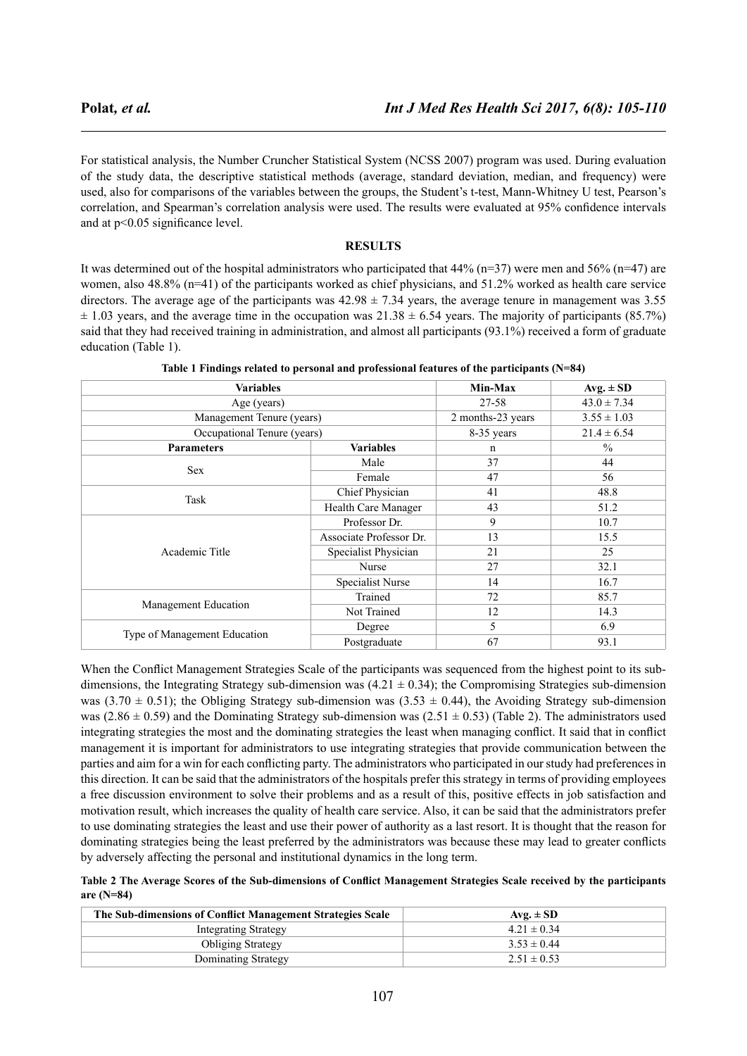For statistical analysis, the Number Cruncher Statistical System (NCSS 2007) program was used. During evaluation of the study data, the descriptive statistical methods (average, standard deviation, median, and frequency) were used, also for comparisons of the variables between the groups, the Student's t-test, Mann-Whitney U test, Pearson's correlation, and Spearman's correlation analysis were used. The results were evaluated at 95% confidence intervals and at $p<0.05$ significance level.

## RESULTS

It was determined out of the hospital administrators who participated that 44% (n=37) were men and 56% (n=47) are women, also 48.8% (n=41) of the participants worked as chief physicians, and 51.2% worked as health care service directors. The average age of the participants was $42.98 \pm 7.34$ years, the average tenure in management was $3.55 \pm 1.03$ years, and the average time in the occupation was $21.38 \pm 6.54$ years. The majority of participants (85.7%) said that they had received training in administration, and almost all participants (93.1%) received a form of graduate education (Table 1).

**Table 1 Findings related to personal and professional features of the participants (N=84)**

| Variables | | Min-Max | Avg. ± SD |
|---|---|---|---|
| Age (years) | | 27-58 | 43.0 ± 7.34 |
| Management Tenure (years) | | 2 months-23 years | 3.55 ± 1.03 |
| Occupational Tenure (years) | | 8-35 years | 21.4 ± 6.54 |
| **Parameters** | **Variables** | n | % |
| Sex | Male | 37 | 44 |
| | Female | 47 | 56 |
| Task | Chief Physician | 41 | 48.8 |
| | Health Care Manager | 43 | 51.2 |
| Academic Title | Professor Dr. | 9 | 10.7 |
| | Associate Professor Dr. | 13 | 15.5 |
| | Specialist Physician | 21 | 25 |
| | Nurse | 27 | 32.1 |
| | Specialist Nurse | 14 | 16.7 |
| Management Education | Trained | 72 | 85.7 |
| | Not Trained | 12 | 14.3 |
| Type of Management Education | Degree | 5 | 6.9 |
| | Postgraduate | 67 | 93.1 |

When the Conflict Management Strategies Scale of the participants was sequenced from the highest point to its sub-dimensions, the Integrating Strategy sub-dimension was ($4.21 \pm 0.34$); the Compromising Strategies sub-dimension was ($3.70 \pm 0.51$); the Obliging Strategy sub-dimension was ($3.53 \pm 0.44$), the Avoiding Strategy sub-dimension was ($2.86 \pm 0.59$) and the Dominating Strategy sub-dimension was ($2.51 \pm 0.53$) (Table 2). The administrators used integrating strategies the most and the dominating strategies the least when managing conflict. It said that in conflict management it is important for administrators to use integrating strategies that provide communication between the parties and aim for a win for each conflicting party. The administrators who participated in our study had preferences in this direction. It can be said that the administrators of the hospitals prefer this strategy in terms of providing employees a free discussion environment to solve their problems and as a result of this, positive effects in job satisfaction and motivation result, which increases the quality of health care service. Also, it can be said that the administrators prefer to use dominating strategies the least and use their power of authority as a last resort. It is thought that the reason for dominating strategies being the least preferred by the administrators was because these may lead to greater conflicts by adversely affecting the personal and institutional dynamics in the long term.

**Table 2 The Average Scores of the Sub-dimensions of Conflict Management Strategies Scale received by the participants are (N=84)**

| The Sub-dimensions of Conflict Management Strategies Scale | Avg. ± SD |
|---|---|
| Integrating Strategy | 4.21 ± 0.34 |
| Obliging Strategy | 3.53 ± 0.44 |
| Dominating Strategy | 2.51 ± 0.53 |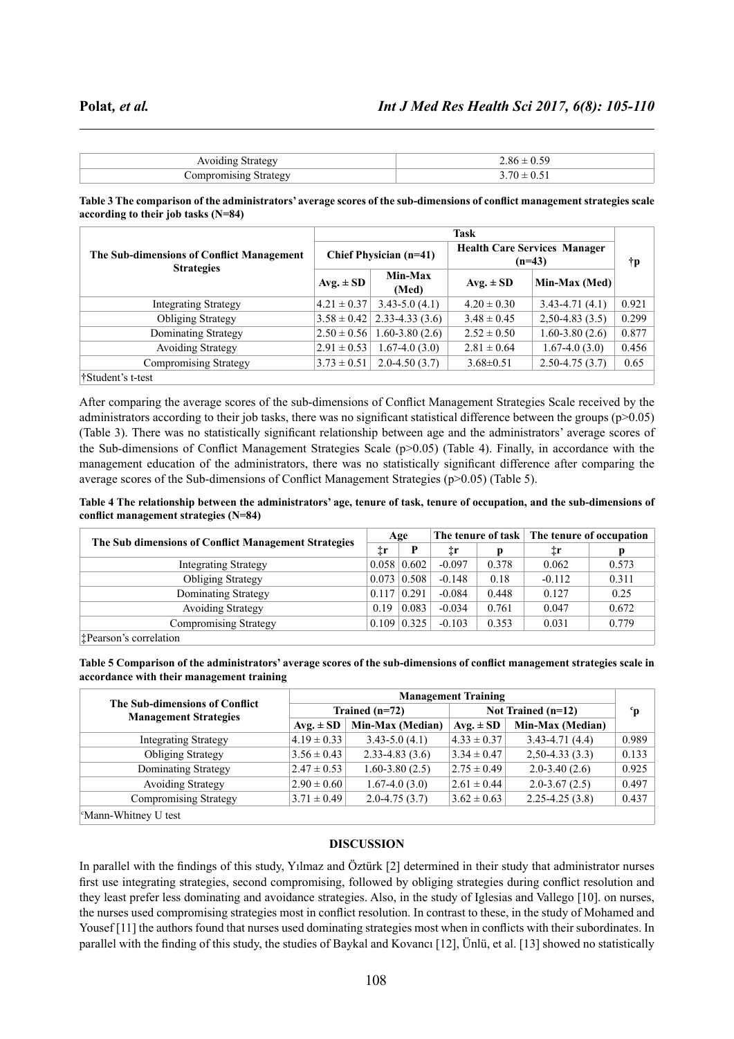| | |
|---|---|
| Avoiding Strategy | 2.86 ± 0.59 |
| Compromising Strategy | 3.70 ± 0.51 |

**Table 3 The comparison of the administrators' average scores of the sub-dimensions of conflict management strategies scale according to their job tasks (N=84)**

| The Sub-dimensions of Conflict Management Strategies | Task | | | | †p |
|---|---|---|---|---|---|
| | Chief Physician (n=41) | | Health Care Services Manager (n=43) | | |
| | Avg. ± SD | Min-Max (Med) | Avg. ± SD | Min-Max (Med) | |
| Integrating Strategy | 4.21 ± 0.37 | 3.43-5.0 (4.1) | 4.20 ± 0.30 | 3.43-4.71 (4.1) | 0.921 |
| Obliging Strategy | 3.58 ± 0.42 | 2.33-4.33 (3.6) | 3.48 ± 0.45 | 2,50-4.83 (3.5) | 0.299 |
| Dominating Strategy | 2.50 ± 0.56 | 1.60-3.80 (2.6) | 2.52 ± 0.50 | 1.60-3.80 (2.6) | 0.877 |
| Avoiding Strategy | 2.91 ± 0.53 | 1.67-4.0 (3.0) | 2.81 ± 0.64 | 1.67-4.0 (3.0) | 0.456 |
| Compromising Strategy | 3.73 ± 0.51 | 2.0-4.50 (3.7) | 3.68±0.51 | 2.50-4.75 (3.7) | 0.65 |

†Student's t-test

After comparing the average scores of the sub-dimensions of Conflict Management Strategies Scale received by the administrators according to their job tasks, there was no significant statistical difference between the groups ($p>0.05$) (Table 3). There was no statistically significant relationship between age and the administrators' average scores of the Sub-dimensions of Conflict Management Strategies Scale ($p>0.05$) (Table 4). Finally, in accordance with the management education of the administrators, there was no statistically significant difference after comparing the average scores of the Sub-dimensions of Conflict Management Strategies ($p>0.05$) (Table 5).

**Table 4 The relationship between the administrators' age, tenure of task, tenure of occupation, and the sub-dimensions of conflict management strategies (N=84)**

| The Sub dimensions of Conflict Management Strategies | Age | | The tenure of task | | The tenure of occupation | |
|---|---|---|---|---|---|---|
| | ‡r | P | ‡r | p | ‡r | p |
| Integrating Strategy | 0.058 | 0.602 | -0.097 | 0.378 | 0.062 | 0.573 |
| Obliging Strategy | 0.073 | 0.508 | -0.148 | 0.18 | -0.112 | 0.311 |
| Dominating Strategy | 0.117 | 0.291 | -0.084 | 0.448 | 0.127 | 0.25 |
| Avoiding Strategy | 0.19 | 0.083 | -0.034 | 0.761 | 0.047 | 0.672 |
| Compromising Strategy | 0.109 | 0.325 | -0.103 | 0.353 | 0.031 | 0.779 |

‡Pearson's correlation

**Table 5 Comparison of the administrators' average scores of the sub-dimensions of conflict management strategies scale in accordance with their management training**

| The Sub-dimensions of Conflict Management Strategies | Management Training | | | | ᶜp |
|---|---|---|---|---|---|
| | Trained (n=72) | | Not Trained (n=12) | | |
| | Avg. ± SD | Min-Max (Median) | Avg. ± SD | Min-Max (Median) | |
| Integrating Strategy | 4.19 ± 0.33 | 3.43-5.0 (4.1) | 4.33 ± 0.37 | 3.43-4.71 (4.4) | 0.989 |
| Obliging Strategy | 3.56 ± 0.43 | 2.33-4.83 (3.6) | 3.34 ± 0.47 | 2,50-4.33 (3.3) | 0.133 |
| Dominating Strategy | 2.47 ± 0.53 | 1.60-3.80 (2.5) | 2.75 ± 0.49 | 2.0-3.40 (2.6) | 0.925 |
| Avoiding Strategy | 2.90 ± 0.60 | 1.67-4.0 (3.0) | 2.61 ± 0.44 | 2.0-3.67 (2.5) | 0.497 |
| Compromising Strategy | 3.71 ± 0.49 | 2.0-4.75 (3.7) | 3.62 ± 0.63 | 2.25-4.25 (3.8) | 0.437 |

ᶜMann-Whitney U test

## DISCUSSION

In parallel with the findings of this study, Yılmaz and Öztürk [2] determined in their study that administrator nurses first use integrating strategies, second compromising, followed by obliging strategies during conflict resolution and they least prefer less dominating and avoidance strategies. Also, in the study of Iglesias and Vallego [10]. on nurses, the nurses used compromising strategies most in conflict resolution. In contrast to these, in the study of Mohamed and Yousef [11] the authors found that nurses used dominating strategies most when in conflicts with their subordinates. In parallel with the finding of this study, the studies of Baykal and Kovancı [12], Ünlü, et al. [13] showed no statistically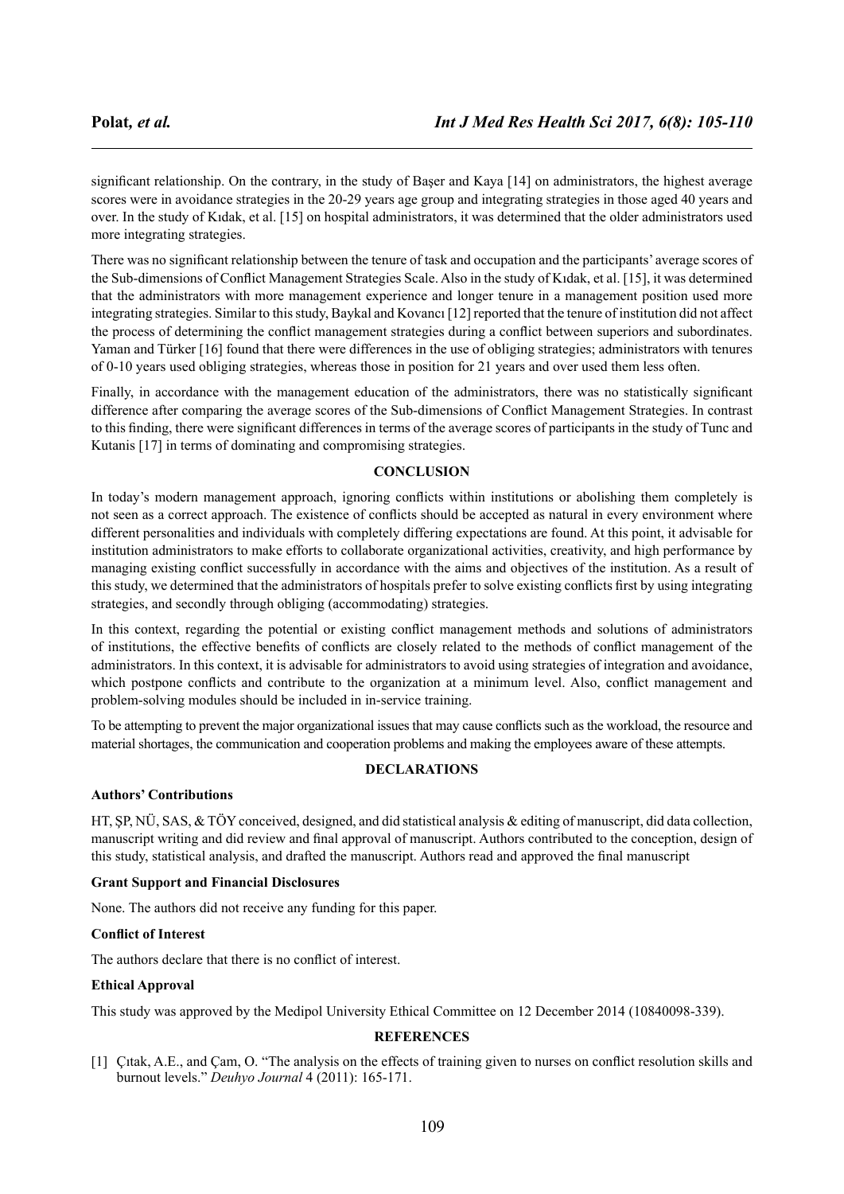significant relationship. On the contrary, in the study of Başer and Kaya [14] on administrators, the highest average scores were in avoidance strategies in the 20-29 years age group and integrating strategies in those aged 40 years and over. In the study of Kıdak, et al. [15] on hospital administrators, it was determined that the older administrators used more integrating strategies.

There was no significant relationship between the tenure of task and occupation and the participants' average scores of the Sub-dimensions of Conflict Management Strategies Scale. Also in the study of Kıdak, et al. [15], it was determined that the administrators with more management experience and longer tenure in a management position used more integrating strategies. Similar to this study, Baykal and Kovancı [12] reported that the tenure of institution did not affect the process of determining the conflict management strategies during a conflict between superiors and subordinates. Yaman and Türker [16] found that there were differences in the use of obliging strategies; administrators with tenures of 0-10 years used obliging strategies, whereas those in position for 21 years and over used them less often.

Finally, in accordance with the management education of the administrators, there was no statistically significant difference after comparing the average scores of the Sub-dimensions of Conflict Management Strategies. In contrast to this finding, there were significant differences in terms of the average scores of participants in the study of Tunc and Kutanis [17] in terms of dominating and compromising strategies.

## CONCLUSION

In today's modern management approach, ignoring conflicts within institutions or abolishing them completely is not seen as a correct approach. The existence of conflicts should be accepted as natural in every environment where different personalities and individuals with completely differing expectations are found. At this point, it advisable for institution administrators to make efforts to collaborate organizational activities, creativity, and high performance by managing existing conflict successfully in accordance with the aims and objectives of the institution. As a result of this study, we determined that the administrators of hospitals prefer to solve existing conflicts first by using integrating strategies, and secondly through obliging (accommodating) strategies.

In this context, regarding the potential or existing conflict management methods and solutions of administrators of institutions, the effective benefits of conflicts are closely related to the methods of conflict management of the administrators. In this context, it is advisable for administrators to avoid using strategies of integration and avoidance, which postpone conflicts and contribute to the organization at a minimum level. Also, conflict management and problem-solving modules should be included in in-service training.

To be attempting to prevent the major organizational issues that may cause conflicts such as the workload, the resource and material shortages, the communication and cooperation problems and making the employees aware of these attempts.

## DECLARATIONS

### Authors' Contributions

HT, ŞP, NÜ, SAS, & TÖY conceived, designed, and did statistical analysis & editing of manuscript, did data collection, manuscript writing and did review and final approval of manuscript. Authors contributed to the conception, design of this study, statistical analysis, and drafted the manuscript. Authors read and approved the final manuscript

### Grant Support and Financial Disclosures

None. The authors did not receive any funding for this paper.

### Conflict of Interest

The authors declare that there is no conflict of interest.

### Ethical Approval

This study was approved by the Medipol University Ethical Committee on 12 December 2014 (10840098-339).

## REFERENCES

[1] Çıtak, A.E., and Çam, O. "The analysis on the effects of training given to nurses on conflict resolution skills and burnout levels." *Deuhyo Journal* 4 (2011): 165-171.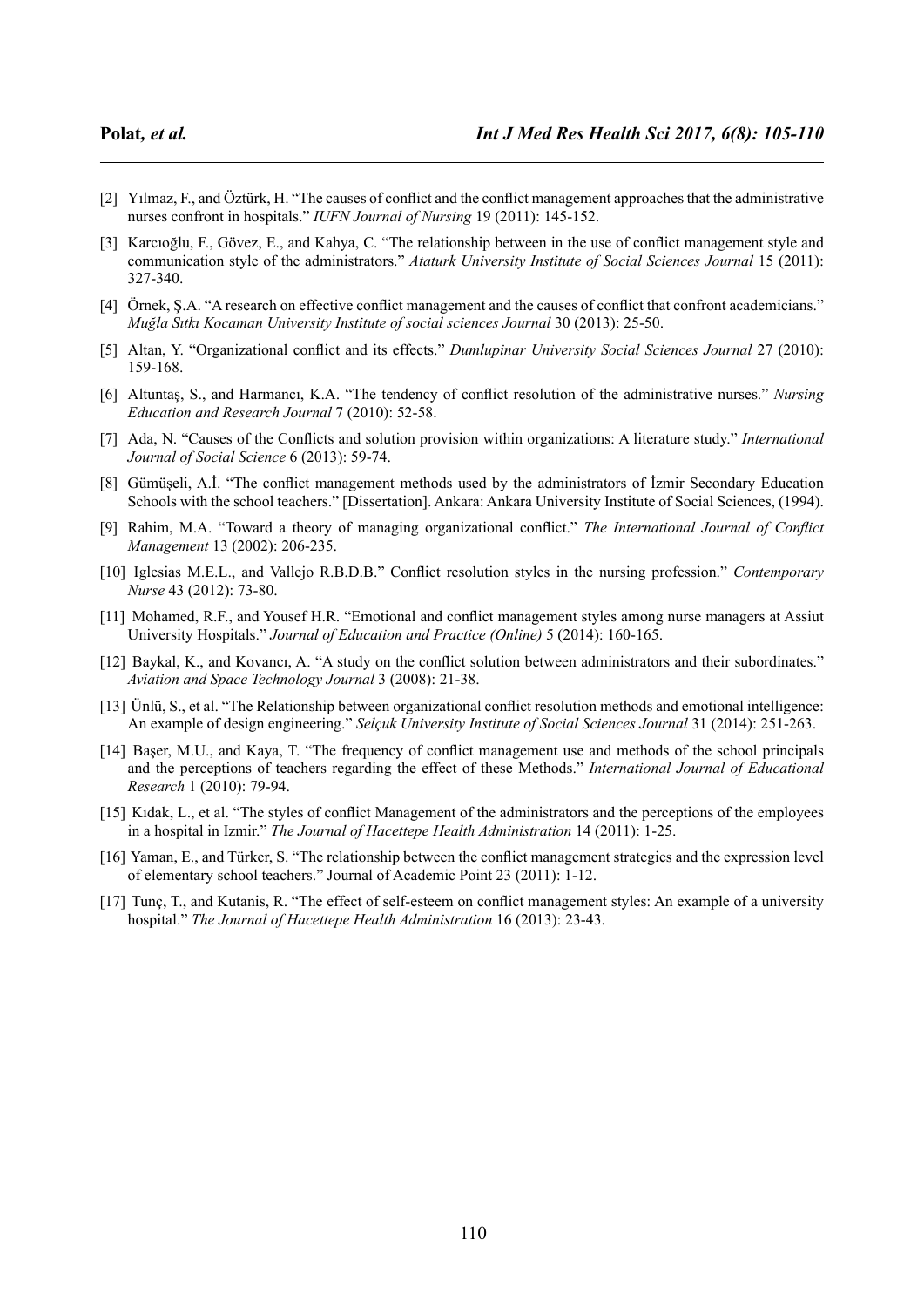[2] Yılmaz, F., and Öztürk, H. "The causes of conflict and the conflict management approaches that the administrative nurses confront in hospitals." *IUFN Journal of Nursing* 19 (2011): 145-152.

[3] Karcıoğlu, F., Gövez, E., and Kahya, C. "The relationship between in the use of conflict management style and communication style of the administrators." *Ataturk University Institute of Social Sciences Journal* 15 (2011): 327-340.

[4] Örnek, Ş.A. "A research on effective conflict management and the causes of conflict that confront academicians." *Muğla Sıtkı Kocaman University Institute of social sciences Journal* 30 (2013): 25-50.

[5] Altan, Y. "Organizational conflict and its effects." *Dumlupinar University Social Sciences Journal* 27 (2010): 159-168.

[6] Altuntaş, S., and Harmancı, K.A. "The tendency of conflict resolution of the administrative nurses." *Nursing Education and Research Journal* 7 (2010): 52-58.

[7] Ada, N. "Causes of the Conflicts and solution provision within organizations: A literature study." *International Journal of Social Science* 6 (2013): 59-74.

[8] Gümüşeli, A.İ. "The conflict management methods used by the administrators of İzmir Secondary Education Schools with the school teachers." [Dissertation]. Ankara: Ankara University Institute of Social Sciences, (1994).

[9] Rahim, M.A. "Toward a theory of managing organizational conflict." *The International Journal of Conflict Management* 13 (2002): 206-235.

[10] Iglesias M.E.L., and Vallejo R.B.D.B." Conflict resolution styles in the nursing profession." *Contemporary Nurse* 43 (2012): 73-80.

[11] Mohamed, R.F., and Yousef H.R. "Emotional and conflict management styles among nurse managers at Assiut University Hospitals." *Journal of Education and Practice (Online)* 5 (2014): 160-165.

[12] Baykal, K., and Kovancı, A. "A study on the conflict solution between administrators and their subordinates." *Aviation and Space Technology Journal* 3 (2008): 21-38.

[13] Ünlü, S., et al. "The Relationship between organizational conflict resolution methods and emotional intelligence: An example of design engineering." *Selçuk University Institute of Social Sciences Journal* 31 (2014): 251-263.

[14] Başer, M.U., and Kaya, T. "The frequency of conflict management use and methods of the school principals and the perceptions of teachers regarding the effect of these Methods." *International Journal of Educational Research* 1 (2010): 79-94.

[15] Kıdak, L., et al. "The styles of conflict Management of the administrators and the perceptions of the employees in a hospital in Izmir." *The Journal of Hacettepe Health Administration* 14 (2011): 1-25.

[16] Yaman, E., and Türker, S. "The relationship between the conflict management strategies and the expression level of elementary school teachers." Journal of Academic Point 23 (2011): 1-12.

[17] Tunç, T., and Kutanis, R. "The effect of self-esteem on conflict management styles: An example of a university hospital." *The Journal of Hacettepe Health Administration* 16 (2013): 23-43.